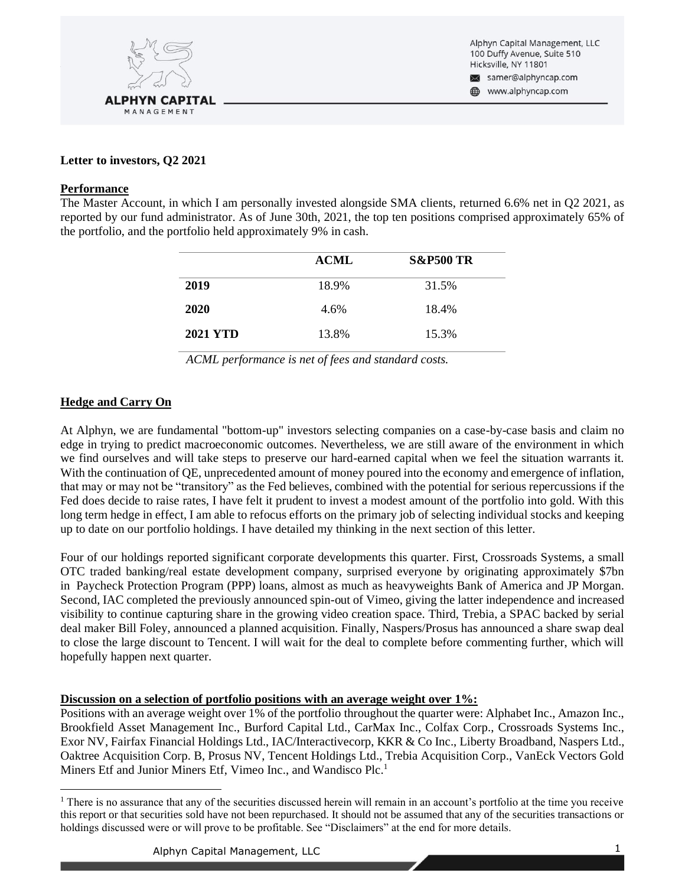Alphyn Capital Management, LLC
100 Duffy Avenue, Suite 510
Hicksville, NY 11801
samer@alphyncap.com
www.alphyncap.com

**Letter to investors, Q2 2021**

## Performance

The Master Account, in which I am personally invested alongside SMA clients, returned 6.6% net in Q2 2021, as reported by our fund administrator. As of June 30th, 2021, the top ten positions comprised approximately 65% of the portfolio, and the portfolio held approximately 9% in cash.

| | ACML | S&P500 TR |
|---|---|---|
| **2019** | 18.9% | 31.5% |
| **2020** | 4.6% | 18.4% |
| **2021 YTD** | 13.8% | 15.3% |

*ACML performance is net of fees and standard costs.*

## Hedge and Carry On

At Alphyn, we are fundamental "bottom-up" investors selecting companies on a case-by-case basis and claim no edge in trying to predict macroeconomic outcomes. Nevertheless, we are still aware of the environment in which we find ourselves and will take steps to preserve our hard-earned capital when we feel the situation warrants it. With the continuation of QE, unprecedented amount of money poured into the economy and emergence of inflation, that may or may not be "transitory" as the Fed believes, combined with the potential for serious repercussions if the Fed does decide to raise rates, I have felt it prudent to invest a modest amount of the portfolio into gold. With this long term hedge in effect, I am able to refocus efforts on the primary job of selecting individual stocks and keeping up to date on our portfolio holdings. I have detailed my thinking in the next section of this letter.

Four of our holdings reported significant corporate developments this quarter. First, Crossroads Systems, a small OTC traded banking/real estate development company, surprised everyone by originating approximately $7bn in Paycheck Protection Program (PPP) loans, almost as much as heavyweights Bank of America and JP Morgan. Second, IAC completed the previously announced spin-out of Vimeo, giving the latter independence and increased visibility to continue capturing share in the growing video creation space. Third, Trebia, a SPAC backed by serial deal maker Bill Foley, announced a planned acquisition. Finally, Naspers/Prosus has announced a share swap deal to close the large discount to Tencent. I will wait for the deal to complete before commenting further, which will hopefully happen next quarter.

## Discussion on a selection of portfolio positions with an average weight over 1%:

Positions with an average weight over 1% of the portfolio throughout the quarter were: Alphabet Inc., Amazon Inc., Brookfield Asset Management Inc., Burford Capital Ltd., CarMax Inc., Colfax Corp., Crossroads Systems Inc., Exor NV, Fairfax Financial Holdings Ltd., IAC/Interactivecorp, KKR & Co Inc., Liberty Broadband, Naspers Ltd., Oaktree Acquisition Corp. B, Prosus NV, Tencent Holdings Ltd., Trebia Acquisition Corp., VanEck Vectors Gold Miners Etf and Junior Miners Etf, Vimeo Inc., and Wandisco Plc.[1]

[1] There is no assurance that any of the securities discussed herein will remain in an account's portfolio at the time you receive this report or that securities sold have not been repurchased. It should not be assumed that any of the securities transactions or holdings discussed were or will prove to be profitable. See "Disclaimers" at the end for more details.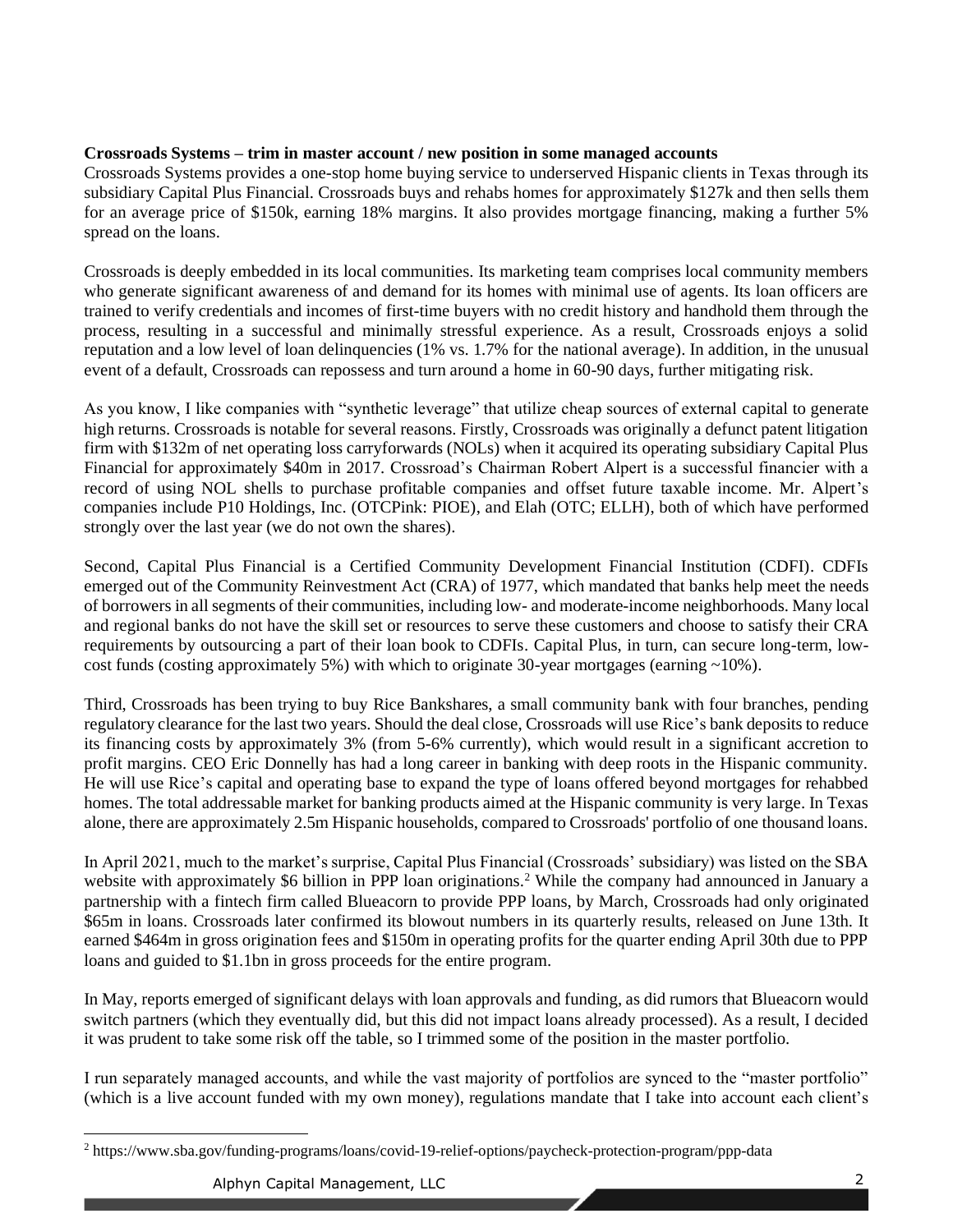**Crossroads Systems – trim in master account / new position in some managed accounts**

Crossroads Systems provides a one-stop home buying service to underserved Hispanic clients in Texas through its subsidiary Capital Plus Financial. Crossroads buys and rehabs homes for approximately $127k and then sells them for an average price of $150k, earning 18% margins. It also provides mortgage financing, making a further 5% spread on the loans.

Crossroads is deeply embedded in its local communities. Its marketing team comprises local community members who generate significant awareness of and demand for its homes with minimal use of agents. Its loan officers are trained to verify credentials and incomes of first-time buyers with no credit history and handhold them through the process, resulting in a successful and minimally stressful experience. As a result, Crossroads enjoys a solid reputation and a low level of loan delinquencies (1% vs. 1.7% for the national average). In addition, in the unusual event of a default, Crossroads can repossess and turn around a home in 60-90 days, further mitigating risk.

As you know, I like companies with "synthetic leverage" that utilize cheap sources of external capital to generate high returns. Crossroads is notable for several reasons. Firstly, Crossroads was originally a defunct patent litigation firm with $132m of net operating loss carryforwards (NOLs) when it acquired its operating subsidiary Capital Plus Financial for approximately $40m in 2017. Crossroad's Chairman Robert Alpert is a successful financier with a record of using NOL shells to purchase profitable companies and offset future taxable income. Mr. Alpert's companies include P10 Holdings, Inc. (OTCPink: PIOE), and Elah (OTC; ELLH), both of which have performed strongly over the last year (we do not own the shares).

Second, Capital Plus Financial is a Certified Community Development Financial Institution (CDFI). CDFIs emerged out of the Community Reinvestment Act (CRA) of 1977, which mandated that banks help meet the needs of borrowers in all segments of their communities, including low- and moderate-income neighborhoods. Many local and regional banks do not have the skill set or resources to serve these customers and choose to satisfy their CRA requirements by outsourcing a part of their loan book to CDFIs. Capital Plus, in turn, can secure long-term, low-cost funds (costing approximately 5%) with which to originate 30-year mortgages (earning ~10%).

Third, Crossroads has been trying to buy Rice Bankshares, a small community bank with four branches, pending regulatory clearance for the last two years. Should the deal close, Crossroads will use Rice's bank deposits to reduce its financing costs by approximately 3% (from 5-6% currently), which would result in a significant accretion to profit margins. CEO Eric Donnelly has had a long career in banking with deep roots in the Hispanic community. He will use Rice's capital and operating base to expand the type of loans offered beyond mortgages for rehabbed homes. The total addressable market for banking products aimed at the Hispanic community is very large. In Texas alone, there are approximately 2.5m Hispanic households, compared to Crossroads' portfolio of one thousand loans.

In April 2021, much to the market's surprise, Capital Plus Financial (Crossroads' subsidiary) was listed on the SBA website with approximately $6 billion in PPP loan originations.[2] While the company had announced in January a partnership with a fintech firm called Blueacorn to provide PPP loans, by March, Crossroads had only originated $65m in loans. Crossroads later confirmed its blowout numbers in its quarterly results, released on June 13th. It earned $464m in gross origination fees and $150m in operating profits for the quarter ending April 30th due to PPP loans and guided to $1.1bn in gross proceeds for the entire program.

In May, reports emerged of significant delays with loan approvals and funding, as did rumors that Blueacorn would switch partners (which they eventually did, but this did not impact loans already processed). As a result, I decided it was prudent to take some risk off the table, so I trimmed some of the position in the master portfolio.

I run separately managed accounts, and while the vast majority of portfolios are synced to the "master portfolio" (which is a live account funded with my own money), regulations mandate that I take into account each client's

[2] https://www.sba.gov/funding-programs/loans/covid-19-relief-options/paycheck-protection-program/ppp-data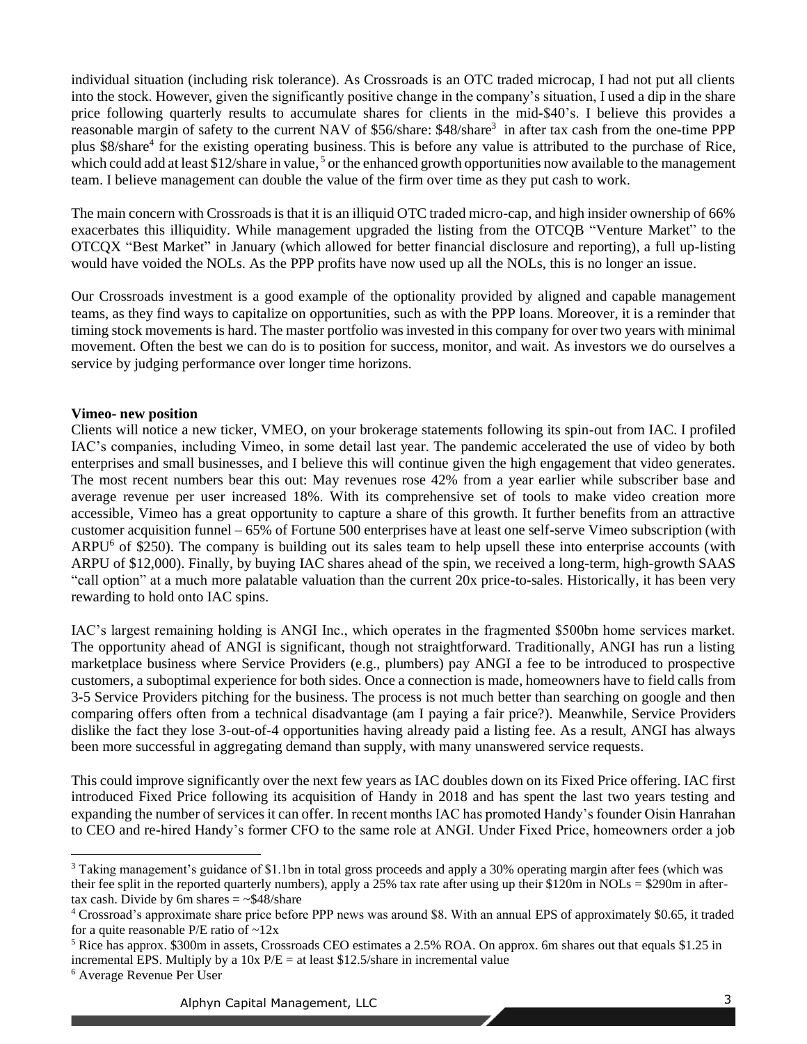individual situation (including risk tolerance). As Crossroads is an OTC traded microcap, I had not put all clients into the stock. However, given the significantly positive change in the company's situation, I used a dip in the share price following quarterly results to accumulate shares for clients in the mid-$40's. I believe this provides a reasonable margin of safety to the current NAV of $56/share: $48/share[3] in after tax cash from the one-time PPP plus $8/share[4] for the existing operating business. This is before any value is attributed to the purchase of Rice, which could add at least $12/share in value,[5] or the enhanced growth opportunities now available to the management team. I believe management can double the value of the firm over time as they put cash to work.

The main concern with Crossroads is that it is an illiquid OTC traded micro-cap, and high insider ownership of 66% exacerbates this illiquidity. While management upgraded the listing from the OTCQB "Venture Market" to the OTCQX "Best Market" in January (which allowed for better financial disclosure and reporting), a full up-listing would have voided the NOLs. As the PPP profits have now used up all the NOLs, this is no longer an issue.

Our Crossroads investment is a good example of the optionality provided by aligned and capable management teams, as they find ways to capitalize on opportunities, such as with the PPP loans. Moreover, it is a reminder that timing stock movements is hard. The master portfolio was invested in this company for over two years with minimal movement. Often the best we can do is to position for success, monitor, and wait. As investors we do ourselves a service by judging performance over longer time horizons.

**Vimeo- new position**

Clients will notice a new ticker, VMEO, on your brokerage statements following its spin-out from IAC. I profiled IAC's companies, including Vimeo, in some detail last year. The pandemic accelerated the use of video by both enterprises and small businesses, and I believe this will continue given the high engagement that video generates. The most recent numbers bear this out: May revenues rose 42% from a year earlier while subscriber base and average revenue per user increased 18%. With its comprehensive set of tools to make video creation more accessible, Vimeo has a great opportunity to capture a share of this growth. It further benefits from an attractive customer acquisition funnel – 65% of Fortune 500 enterprises have at least one self-serve Vimeo subscription (with ARPU[6] of $250). The company is building out its sales team to help upsell these into enterprise accounts (with ARPU of $12,000). Finally, by buying IAC shares ahead of the spin, we received a long-term, high-growth SAAS "call option" at a much more palatable valuation than the current 20x price-to-sales. Historically, it has been very rewarding to hold onto IAC spins.

IAC's largest remaining holding is ANGI Inc., which operates in the fragmented $500bn home services market. The opportunity ahead of ANGI is significant, though not straightforward. Traditionally, ANGI has run a listing marketplace business where Service Providers (e.g., plumbers) pay ANGI a fee to be introduced to prospective customers, a suboptimal experience for both sides. Once a connection is made, homeowners have to field calls from 3-5 Service Providers pitching for the business. The process is not much better than searching on google and then comparing offers often from a technical disadvantage (am I paying a fair price?). Meanwhile, Service Providers dislike the fact they lose 3-out-of-4 opportunities having already paid a listing fee. As a result, ANGI has always been more successful in aggregating demand than supply, with many unanswered service requests.

This could improve significantly over the next few years as IAC doubles down on its Fixed Price offering. IAC first introduced Fixed Price following its acquisition of Handy in 2018 and has spent the last two years testing and expanding the number of services it can offer. In recent months IAC has promoted Handy's founder Oisin Hanrahan to CEO and re-hired Handy's former CFO to the same role at ANGI. Under Fixed Price, homeowners order a job

---

[3] Taking management's guidance of $1.1bn in total gross proceeds and apply a 30% operating margin after fees (which was their fee split in the reported quarterly numbers), apply a 25% tax rate after using up their $120m in NOLs = $290m in after-tax cash. Divide by 6m shares = ~$48/share

[4] Crossroad's approximate share price before PPP news was around $8. With an annual EPS of approximately $0.65, it traded for a quite reasonable P/E ratio of ~12x

[5] Rice has approx. $300m in assets, Crossroads CEO estimates a 2.5% ROA. On approx. 6m shares out that equals $1.25 in incremental EPS. Multiply by a 10x P/E = at least $12.5/share in incremental value

[6] Average Revenue Per User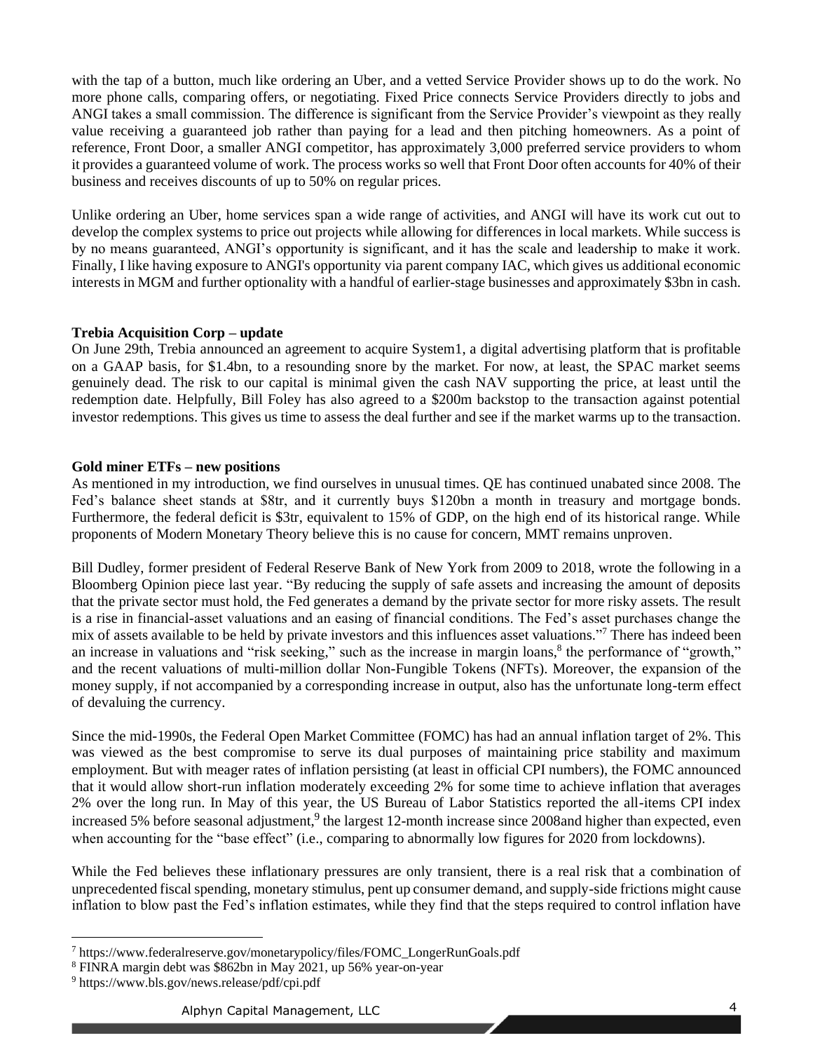with the tap of a button, much like ordering an Uber, and a vetted Service Provider shows up to do the work. No more phone calls, comparing offers, or negotiating. Fixed Price connects Service Providers directly to jobs and ANGI takes a small commission. The difference is significant from the Service Provider's viewpoint as they really value receiving a guaranteed job rather than paying for a lead and then pitching homeowners. As a point of reference, Front Door, a smaller ANGI competitor, has approximately 3,000 preferred service providers to whom it provides a guaranteed volume of work. The process works so well that Front Door often accounts for 40% of their business and receives discounts of up to 50% on regular prices.

Unlike ordering an Uber, home services span a wide range of activities, and ANGI will have its work cut out to develop the complex systems to price out projects while allowing for differences in local markets. While success is by no means guaranteed, ANGI's opportunity is significant, and it has the scale and leadership to make it work. Finally, I like having exposure to ANGI's opportunity via parent company IAC, which gives us additional economic interests in MGM and further optionality with a handful of earlier-stage businesses and approximately $3bn in cash.

**Trebia Acquisition Corp – update**

On June 29th, Trebia announced an agreement to acquire System1, a digital advertising platform that is profitable on a GAAP basis, for $1.4bn, to a resounding snore by the market. For now, at least, the SPAC market seems genuinely dead. The risk to our capital is minimal given the cash NAV supporting the price, at least until the redemption date. Helpfully, Bill Foley has also agreed to a $200m backstop to the transaction against potential investor redemptions. This gives us time to assess the deal further and see if the market warms up to the transaction.

**Gold miner ETFs – new positions**

As mentioned in my introduction, we find ourselves in unusual times. QE has continued unabated since 2008. The Fed's balance sheet stands at $8tr, and it currently buys $120bn a month in treasury and mortgage bonds. Furthermore, the federal deficit is $3tr, equivalent to 15% of GDP, on the high end of its historical range. While proponents of Modern Monetary Theory believe this is no cause for concern, MMT remains unproven.

Bill Dudley, former president of Federal Reserve Bank of New York from 2009 to 2018, wrote the following in a Bloomberg Opinion piece last year. "By reducing the supply of safe assets and increasing the amount of deposits that the private sector must hold, the Fed generates a demand by the private sector for more risky assets. The result is a rise in financial-asset valuations and an easing of financial conditions. The Fed's asset purchases change the mix of assets available to be held by private investors and this influences asset valuations."[7] There has indeed been an increase in valuations and "risk seeking," such as the increase in margin loans,[8] the performance of "growth," and the recent valuations of multi-million dollar Non-Fungible Tokens (NFTs). Moreover, the expansion of the money supply, if not accompanied by a corresponding increase in output, also has the unfortunate long-term effect of devaluing the currency.

Since the mid-1990s, the Federal Open Market Committee (FOMC) has had an annual inflation target of 2%. This was viewed as the best compromise to serve its dual purposes of maintaining price stability and maximum employment. But with meager rates of inflation persisting (at least in official CPI numbers), the FOMC announced that it would allow short-run inflation moderately exceeding 2% for some time to achieve inflation that averages 2% over the long run. In May of this year, the US Bureau of Labor Statistics reported the all-items CPI index increased 5% before seasonal adjustment,[9] the largest 12-month increase since 2008and higher than expected, even when accounting for the "base effect" (i.e., comparing to abnormally low figures for 2020 from lockdowns).

While the Fed believes these inflationary pressures are only transient, there is a real risk that a combination of unprecedented fiscal spending, monetary stimulus, pent up consumer demand, and supply-side frictions might cause inflation to blow past the Fed's inflation estimates, while they find that the steps required to control inflation have

[7] https://www.federalreserve.gov/monetarypolicy/files/FOMC_LongerRunGoals.pdf

[8] FINRA margin debt was $862bn in May 2021, up 56% year-on-year

[9] https://www.bls.gov/news.release/pdf/cpi.pdf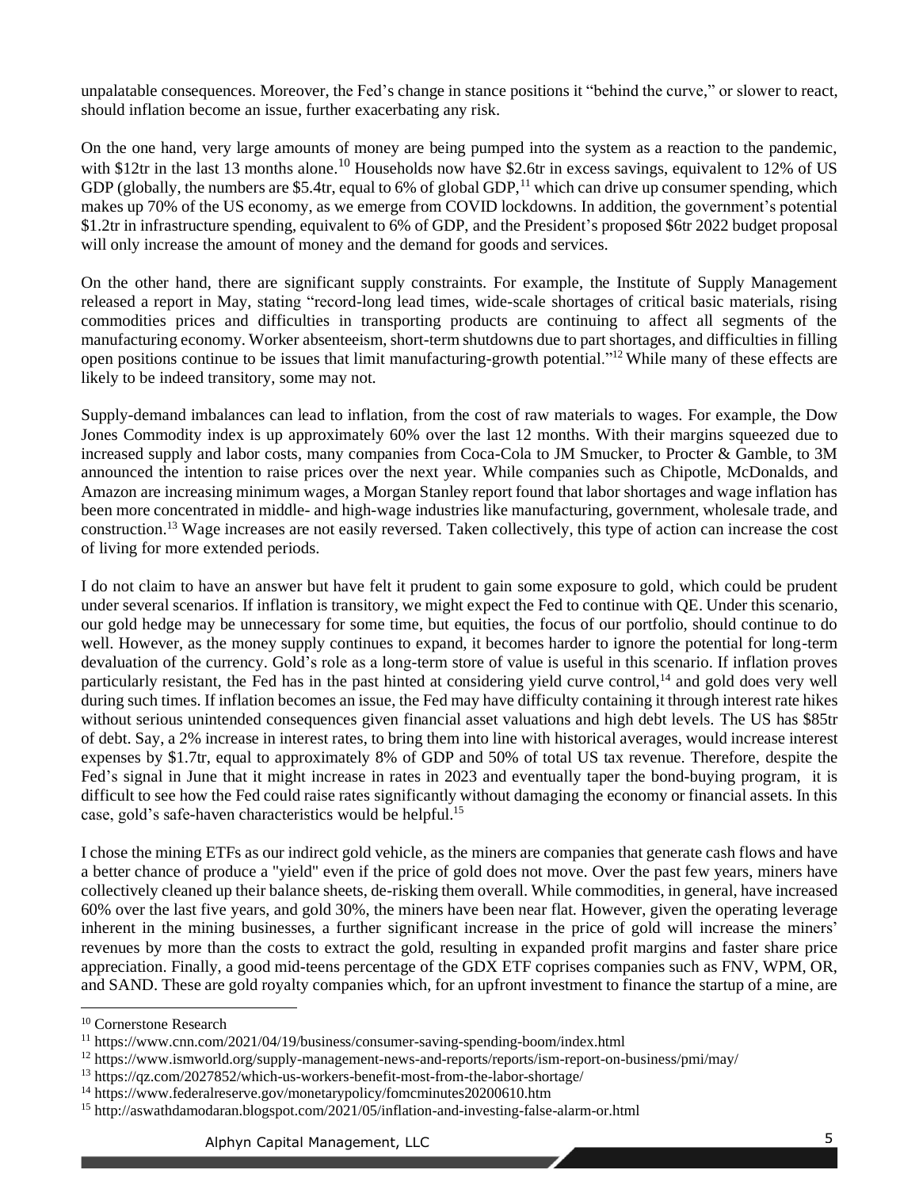unpalatable consequences. Moreover, the Fed's change in stance positions it "behind the curve," or slower to react, should inflation become an issue, further exacerbating any risk.

On the one hand, very large amounts of money are being pumped into the system as a reaction to the pandemic, with $12tr in the last 13 months alone.[10] Households now have $2.6tr in excess savings, equivalent to 12% of US GDP (globally, the numbers are $5.4tr, equal to 6% of global GDP,[11] which can drive up consumer spending, which makes up 70% of the US economy, as we emerge from COVID lockdowns. In addition, the government's potential $1.2tr in infrastructure spending, equivalent to 6% of GDP, and the President's proposed $6tr 2022 budget proposal will only increase the amount of money and the demand for goods and services.

On the other hand, there are significant supply constraints. For example, the Institute of Supply Management released a report in May, stating "record-long lead times, wide-scale shortages of critical basic materials, rising commodities prices and difficulties in transporting products are continuing to affect all segments of the manufacturing economy. Worker absenteeism, short-term shutdowns due to part shortages, and difficulties in filling open positions continue to be issues that limit manufacturing-growth potential."[12] While many of these effects are likely to be indeed transitory, some may not.

Supply-demand imbalances can lead to inflation, from the cost of raw materials to wages. For example, the Dow Jones Commodity index is up approximately 60% over the last 12 months. With their margins squeezed due to increased supply and labor costs, many companies from Coca-Cola to JM Smucker, to Procter & Gamble, to 3M announced the intention to raise prices over the next year. While companies such as Chipotle, McDonalds, and Amazon are increasing minimum wages, a Morgan Stanley report found that labor shortages and wage inflation has been more concentrated in middle- and high-wage industries like manufacturing, government, wholesale trade, and construction.[13] Wage increases are not easily reversed. Taken collectively, this type of action can increase the cost of living for more extended periods.

I do not claim to have an answer but have felt it prudent to gain some exposure to gold, which could be prudent under several scenarios. If inflation is transitory, we might expect the Fed to continue with QE. Under this scenario, our gold hedge may be unnecessary for some time, but equities, the focus of our portfolio, should continue to do well. However, as the money supply continues to expand, it becomes harder to ignore the potential for long-term devaluation of the currency. Gold's role as a long-term store of value is useful in this scenario. If inflation proves particularly resistant, the Fed has in the past hinted at considering yield curve control,[14] and gold does very well during such times. If inflation becomes an issue, the Fed may have difficulty containing it through interest rate hikes without serious unintended consequences given financial asset valuations and high debt levels. The US has $85tr of debt. Say, a 2% increase in interest rates, to bring them into line with historical averages, would increase interest expenses by $1.7tr, equal to approximately 8% of GDP and 50% of total US tax revenue. Therefore, despite the Fed's signal in June that it might increase in rates in 2023 and eventually taper the bond-buying program, it is difficult to see how the Fed could raise rates significantly without damaging the economy or financial assets. In this case, gold's safe-haven characteristics would be helpful.[15]

I chose the mining ETFs as our indirect gold vehicle, as the miners are companies that generate cash flows and have a better chance of produce a "yield" even if the price of gold does not move. Over the past few years, miners have collectively cleaned up their balance sheets, de-risking them overall. While commodities, in general, have increased 60% over the last five years, and gold 30%, the miners have been near flat. However, given the operating leverage inherent in the mining businesses, a further significant increase in the price of gold will increase the miners' revenues by more than the costs to extract the gold, resulting in expanded profit margins and faster share price appreciation. Finally, a good mid-teens percentage of the GDX ETF coprises companies such as FNV, WPM, OR, and SAND. These are gold royalty companies which, for an upfront investment to finance the startup of a mine, are

---

[10] Cornerstone Research

[11] https://www.cnn.com/2021/04/19/business/consumer-saving-spending-boom/index.html

[12] https://www.ismworld.org/supply-management-news-and-reports/reports/ism-report-on-business/pmi/may/

[13] https://qz.com/2027852/which-us-workers-benefit-most-from-the-labor-shortage/

[14] https://www.federalreserve.gov/monetarypolicy/fomcminutes20200610.htm

[15] http://aswathdamodaran.blogspot.com/2021/05/inflation-and-investing-false-alarm-or.html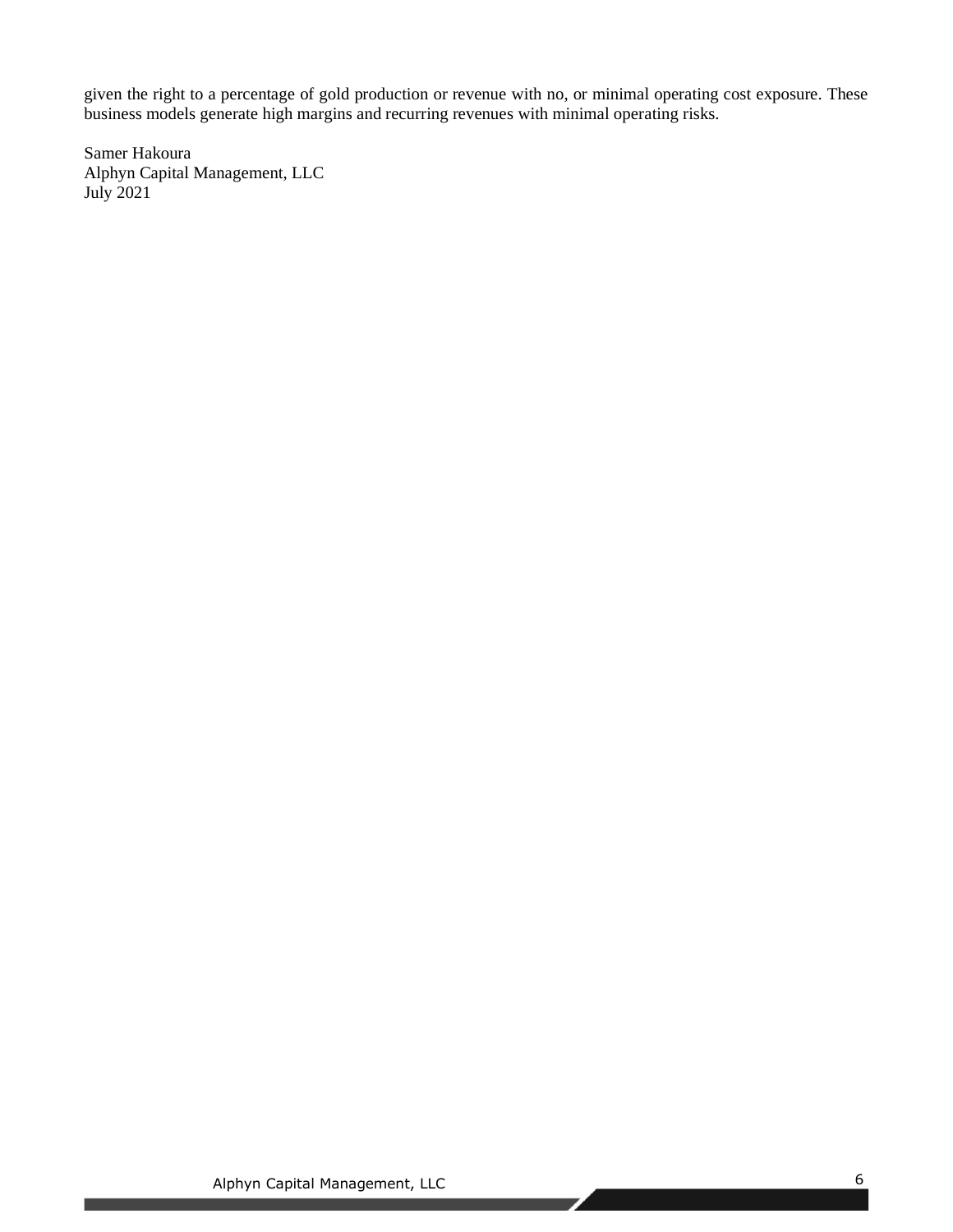given the right to a percentage of gold production or revenue with no, or minimal operating cost exposure. These business models generate high margins and recurring revenues with minimal operating risks.

Samer Hakoura
Alphyn Capital Management, LLC
July 2021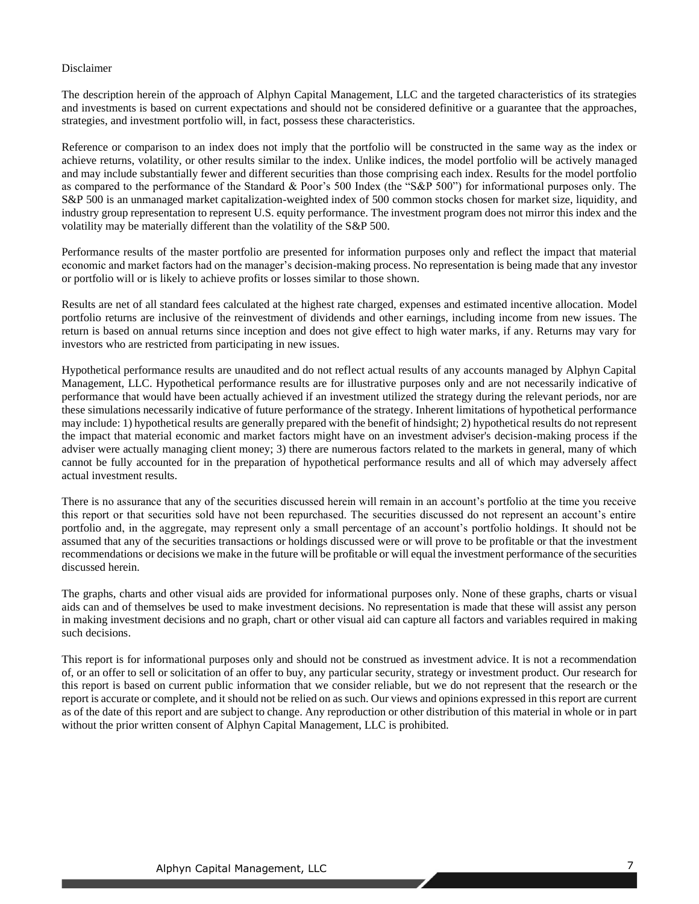Disclaimer

The description herein of the approach of Alphyn Capital Management, LLC and the targeted characteristics of its strategies and investments is based on current expectations and should not be considered definitive or a guarantee that the approaches, strategies, and investment portfolio will, in fact, possess these characteristics.

Reference or comparison to an index does not imply that the portfolio will be constructed in the same way as the index or achieve returns, volatility, or other results similar to the index. Unlike indices, the model portfolio will be actively managed and may include substantially fewer and different securities than those comprising each index. Results for the model portfolio as compared to the performance of the Standard & Poor's 500 Index (the "S&P 500") for informational purposes only. The S&P 500 is an unmanaged market capitalization-weighted index of 500 common stocks chosen for market size, liquidity, and industry group representation to represent U.S. equity performance. The investment program does not mirror this index and the volatility may be materially different than the volatility of the S&P 500.

Performance results of the master portfolio are presented for information purposes only and reflect the impact that material economic and market factors had on the manager's decision-making process. No representation is being made that any investor or portfolio will or is likely to achieve profits or losses similar to those shown.

Results are net of all standard fees calculated at the highest rate charged, expenses and estimated incentive allocation. Model portfolio returns are inclusive of the reinvestment of dividends and other earnings, including income from new issues. The return is based on annual returns since inception and does not give effect to high water marks, if any. Returns may vary for investors who are restricted from participating in new issues.

Hypothetical performance results are unaudited and do not reflect actual results of any accounts managed by Alphyn Capital Management, LLC. Hypothetical performance results are for illustrative purposes only and are not necessarily indicative of performance that would have been actually achieved if an investment utilized the strategy during the relevant periods, nor are these simulations necessarily indicative of future performance of the strategy. Inherent limitations of hypothetical performance may include: 1) hypothetical results are generally prepared with the benefit of hindsight; 2) hypothetical results do not represent the impact that material economic and market factors might have on an investment adviser's decision-making process if the adviser were actually managing client money; 3) there are numerous factors related to the markets in general, many of which cannot be fully accounted for in the preparation of hypothetical performance results and all of which may adversely affect actual investment results.

There is no assurance that any of the securities discussed herein will remain in an account's portfolio at the time you receive this report or that securities sold have not been repurchased. The securities discussed do not represent an account's entire portfolio and, in the aggregate, may represent only a small percentage of an account's portfolio holdings. It should not be assumed that any of the securities transactions or holdings discussed were or will prove to be profitable or that the investment recommendations or decisions we make in the future will be profitable or will equal the investment performance of the securities discussed herein.

The graphs, charts and other visual aids are provided for informational purposes only. None of these graphs, charts or visual aids can and of themselves be used to make investment decisions. No representation is made that these will assist any person in making investment decisions and no graph, chart or other visual aid can capture all factors and variables required in making such decisions.

This report is for informational purposes only and should not be construed as investment advice. It is not a recommendation of, or an offer to sell or solicitation of an offer to buy, any particular security, strategy or investment product. Our research for this report is based on current public information that we consider reliable, but we do not represent that the research or the report is accurate or complete, and it should not be relied on as such. Our views and opinions expressed in this report are current as of the date of this report and are subject to change. Any reproduction or other distribution of this material in whole or in part without the prior written consent of Alphyn Capital Management, LLC is prohibited.